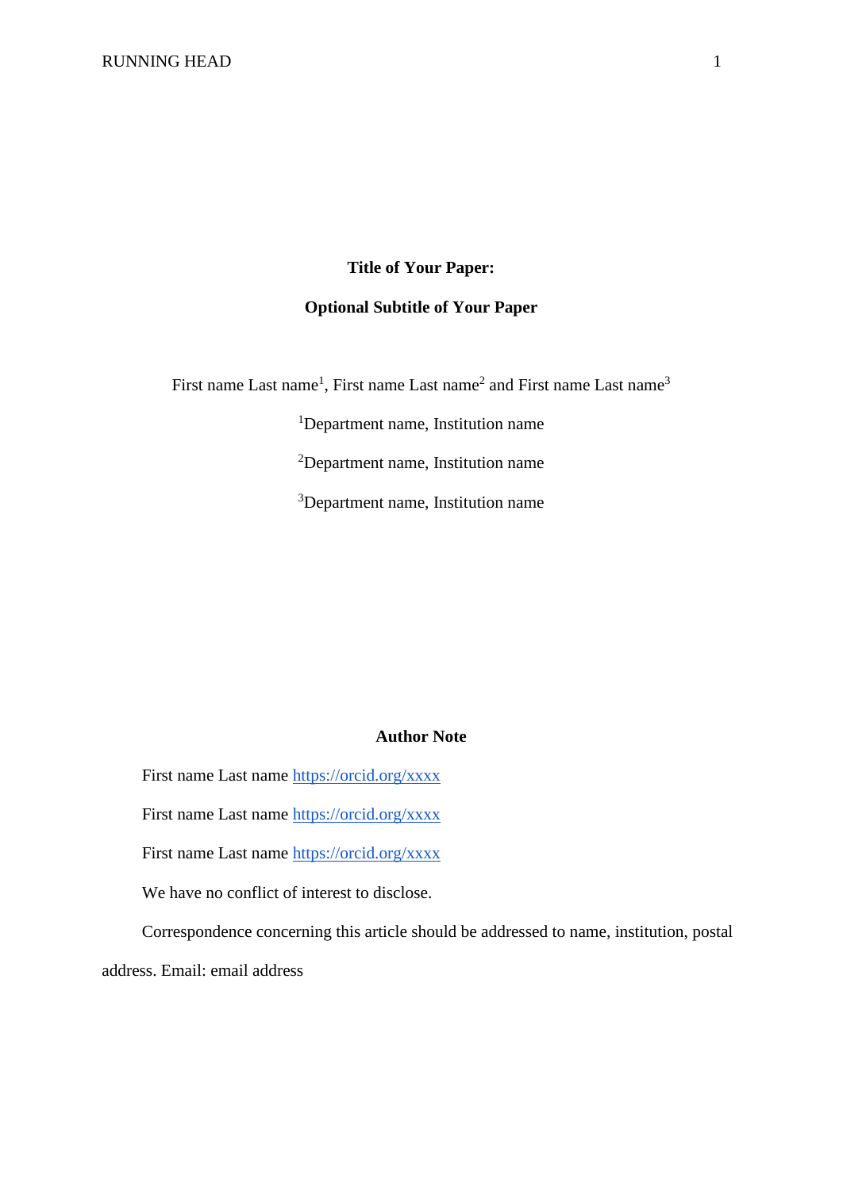# Title of Your Paper:

## Optional Subtitle of Your Paper

First name Last name[1], First name Last name[2] and First name Last name[3]

[1]Department name, Institution name

[2]Department name, Institution name

[3]Department name, Institution name

### Author Note

First name Last name https://orcid.org/xxxx

First name Last name https://orcid.org/xxxx

First name Last name https://orcid.org/xxxx

We have no conflict of interest to disclose.

Correspondence concerning this article should be addressed to name, institution, postal address. Email: email address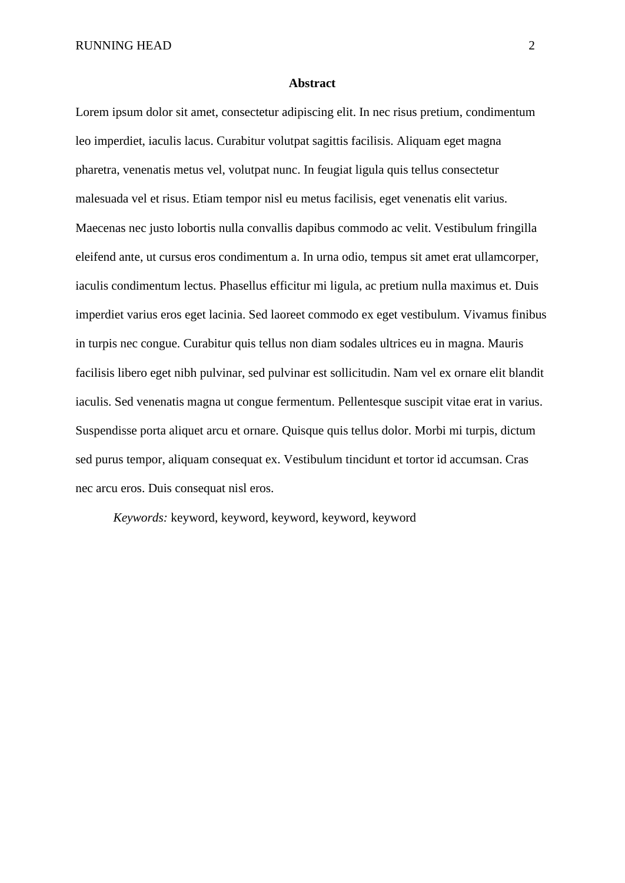# Abstract

Lorem ipsum dolor sit amet, consectetur adipiscing elit. In nec risus pretium, condimentum leo imperdiet, iaculis lacus. Curabitur volutpat sagittis facilisis. Aliquam eget magna pharetra, venenatis metus vel, volutpat nunc. In feugiat ligula quis tellus consectetur malesuada vel et risus. Etiam tempor nisl eu metus facilisis, eget venenatis elit varius. Maecenas nec justo lobortis nulla convallis dapibus commodo ac velit. Vestibulum fringilla eleifend ante, ut cursus eros condimentum a. In urna odio, tempus sit amet erat ullamcorper, iaculis condimentum lectus. Phasellus efficitur mi ligula, ac pretium nulla maximus et. Duis imperdiet varius eros eget lacinia. Sed laoreet commodo ex eget vestibulum. Vivamus finibus in turpis nec congue. Curabitur quis tellus non diam sodales ultrices eu in magna. Mauris facilisis libero eget nibh pulvinar, sed pulvinar est sollicitudin. Nam vel ex ornare elit blandit iaculis. Sed venenatis magna ut congue fermentum. Pellentesque suscipit vitae erat in varius. Suspendisse porta aliquet arcu et ornare. Quisque quis tellus dolor. Morbi mi turpis, dictum sed purus tempor, aliquam consequat ex. Vestibulum tincidunt et tortor id accumsan. Cras nec arcu eros. Duis consequat nisl eros.

*Keywords:* keyword, keyword, keyword, keyword, keyword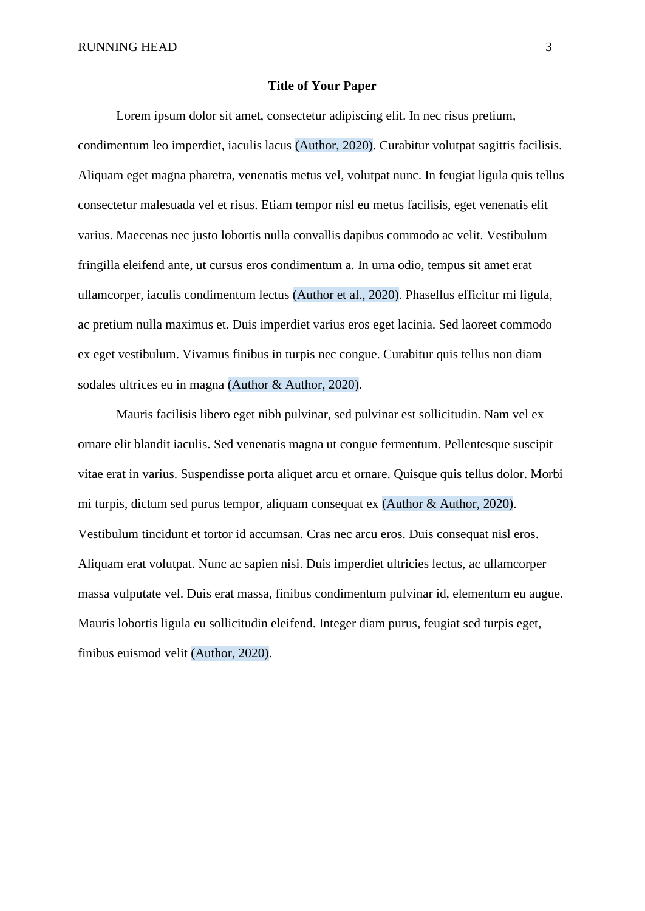# Title of Your Paper

Lorem ipsum dolor sit amet, consectetur adipiscing elit. In nec risus pretium, condimentum leo imperdiet, iaculis lacus (Author, 2020). Curabitur volutpat sagittis facilisis. Aliquam eget magna pharetra, venenatis metus vel, volutpat nunc. In feugiat ligula quis tellus consectetur malesuada vel et risus. Etiam tempor nisl eu metus facilisis, eget venenatis elit varius. Maecenas nec justo lobortis nulla convallis dapibus commodo ac velit. Vestibulum fringilla eleifend ante, ut cursus eros condimentum a. In urna odio, tempus sit amet erat ullamcorper, iaculis condimentum lectus (Author et al., 2020). Phasellus efficitur mi ligula, ac pretium nulla maximus et. Duis imperdiet varius eros eget lacinia. Sed laoreet commodo ex eget vestibulum. Vivamus finibus in turpis nec congue. Curabitur quis tellus non diam sodales ultrices eu in magna (Author & Author, 2020).

Mauris facilisis libero eget nibh pulvinar, sed pulvinar est sollicitudin. Nam vel ex ornare elit blandit iaculis. Sed venenatis magna ut congue fermentum. Pellentesque suscipit vitae erat in varius. Suspendisse porta aliquet arcu et ornare. Quisque quis tellus dolor. Morbi mi turpis, dictum sed purus tempor, aliquam consequat ex (Author & Author, 2020). Vestibulum tincidunt et tortor id accumsan. Cras nec arcu eros. Duis consequat nisl eros. Aliquam erat volutpat. Nunc ac sapien nisi. Duis imperdiet ultricies lectus, ac ullamcorper massa vulputate vel. Duis erat massa, finibus condimentum pulvinar id, elementum eu augue. Mauris lobortis ligula eu sollicitudin eleifend. Integer diam purus, feugiat sed turpis eget, finibus euismod velit (Author, 2020).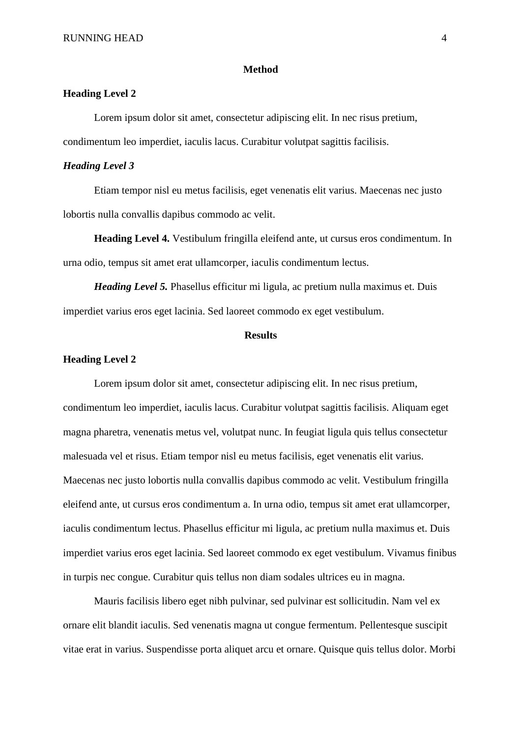# Method

## Heading Level 2

Lorem ipsum dolor sit amet, consectetur adipiscing elit. In nec risus pretium, condimentum leo imperdiet, iaculis lacus. Curabitur volutpat sagittis facilisis.

### *Heading Level 3*

Etiam tempor nisl eu metus facilisis, eget venenatis elit varius. Maecenas nec justo lobortis nulla convallis dapibus commodo ac velit.

**Heading Level 4.** Vestibulum fringilla eleifend ante, ut cursus eros condimentum. In urna odio, tempus sit amet erat ullamcorper, iaculis condimentum lectus.

***Heading Level 5.*** Phasellus efficitur mi ligula, ac pretium nulla maximus et. Duis imperdiet varius eros eget lacinia. Sed laoreet commodo ex eget vestibulum.

# Results

## Heading Level 2

Lorem ipsum dolor sit amet, consectetur adipiscing elit. In nec risus pretium, condimentum leo imperdiet, iaculis lacus. Curabitur volutpat sagittis facilisis. Aliquam eget magna pharetra, venenatis metus vel, volutpat nunc. In feugiat ligula quis tellus consectetur malesuada vel et risus. Etiam tempor nisl eu metus facilisis, eget venenatis elit varius. Maecenas nec justo lobortis nulla convallis dapibus commodo ac velit. Vestibulum fringilla eleifend ante, ut cursus eros condimentum a. In urna odio, tempus sit amet erat ullamcorper, iaculis condimentum lectus. Phasellus efficitur mi ligula, ac pretium nulla maximus et. Duis imperdiet varius eros eget lacinia. Sed laoreet commodo ex eget vestibulum. Vivamus finibus in turpis nec congue. Curabitur quis tellus non diam sodales ultrices eu in magna.

Mauris facilisis libero eget nibh pulvinar, sed pulvinar est sollicitudin. Nam vel ex ornare elit blandit iaculis. Sed venenatis magna ut congue fermentum. Pellentesque suscipit vitae erat in varius. Suspendisse porta aliquet arcu et ornare. Quisque quis tellus dolor. Morbi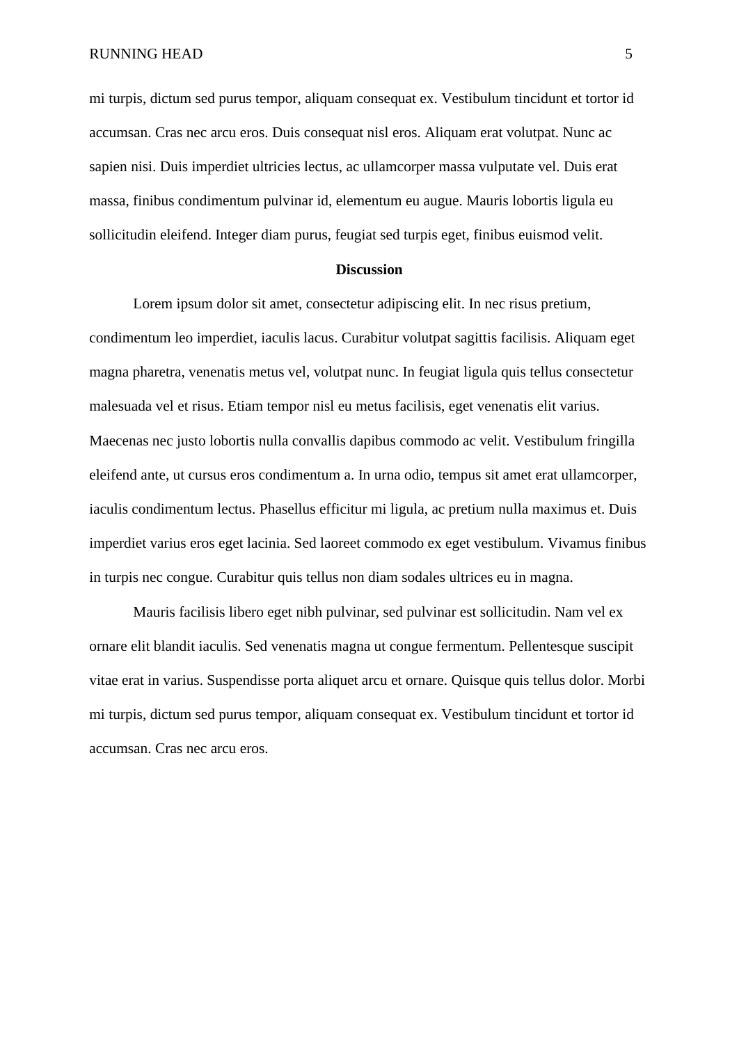mi turpis, dictum sed purus tempor, aliquam consequat ex. Vestibulum tincidunt et tortor id accumsan. Cras nec arcu eros. Duis consequat nisl eros. Aliquam erat volutpat. Nunc ac sapien nisi. Duis imperdiet ultricies lectus, ac ullamcorper massa vulputate vel. Duis erat massa, finibus condimentum pulvinar id, elementum eu augue. Mauris lobortis ligula eu sollicitudin eleifend. Integer diam purus, feugiat sed turpis eget, finibus euismod velit.

## Discussion

Lorem ipsum dolor sit amet, consectetur adipiscing elit. In nec risus pretium, condimentum leo imperdiet, iaculis lacus. Curabitur volutpat sagittis facilisis. Aliquam eget magna pharetra, venenatis metus vel, volutpat nunc. In feugiat ligula quis tellus consectetur malesuada vel et risus. Etiam tempor nisl eu metus facilisis, eget venenatis elit varius. Maecenas nec justo lobortis nulla convallis dapibus commodo ac velit. Vestibulum fringilla eleifend ante, ut cursus eros condimentum a. In urna odio, tempus sit amet erat ullamcorper, iaculis condimentum lectus. Phasellus efficitur mi ligula, ac pretium nulla maximus et. Duis imperdiet varius eros eget lacinia. Sed laoreet commodo ex eget vestibulum. Vivamus finibus in turpis nec congue. Curabitur quis tellus non diam sodales ultrices eu in magna.

Mauris facilisis libero eget nibh pulvinar, sed pulvinar est sollicitudin. Nam vel ex ornare elit blandit iaculis. Sed venenatis magna ut congue fermentum. Pellentesque suscipit vitae erat in varius. Suspendisse porta aliquet arcu et ornare. Quisque quis tellus dolor. Morbi mi turpis, dictum sed purus tempor, aliquam consequat ex. Vestibulum tincidunt et tortor id accumsan. Cras nec arcu eros.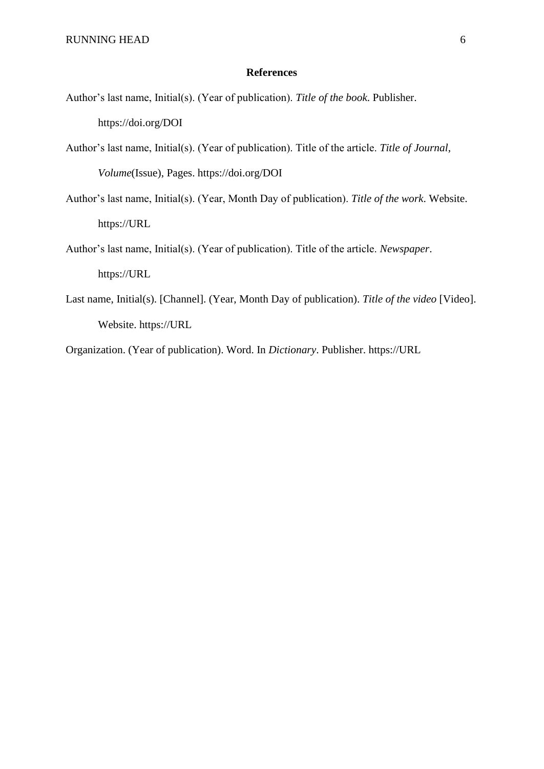**References**

Author's last name, Initial(s). (Year of publication). *Title of the book.* Publisher. https://doi.org/DOI

Author's last name, Initial(s). (Year of publication). Title of the article. *Title of Journal*, *Volume*(Issue), Pages. https://doi.org/DOI

Author's last name, Initial(s). (Year, Month Day of publication). *Title of the work*. Website. https://URL

Author's last name, Initial(s). (Year of publication). Title of the article. *Newspaper*. https://URL

Last name, Initial(s). [Channel]. (Year, Month Day of publication). *Title of the video* [Video]. Website. https://URL

Organization. (Year of publication). Word. In *Dictionary*. Publisher. https://URL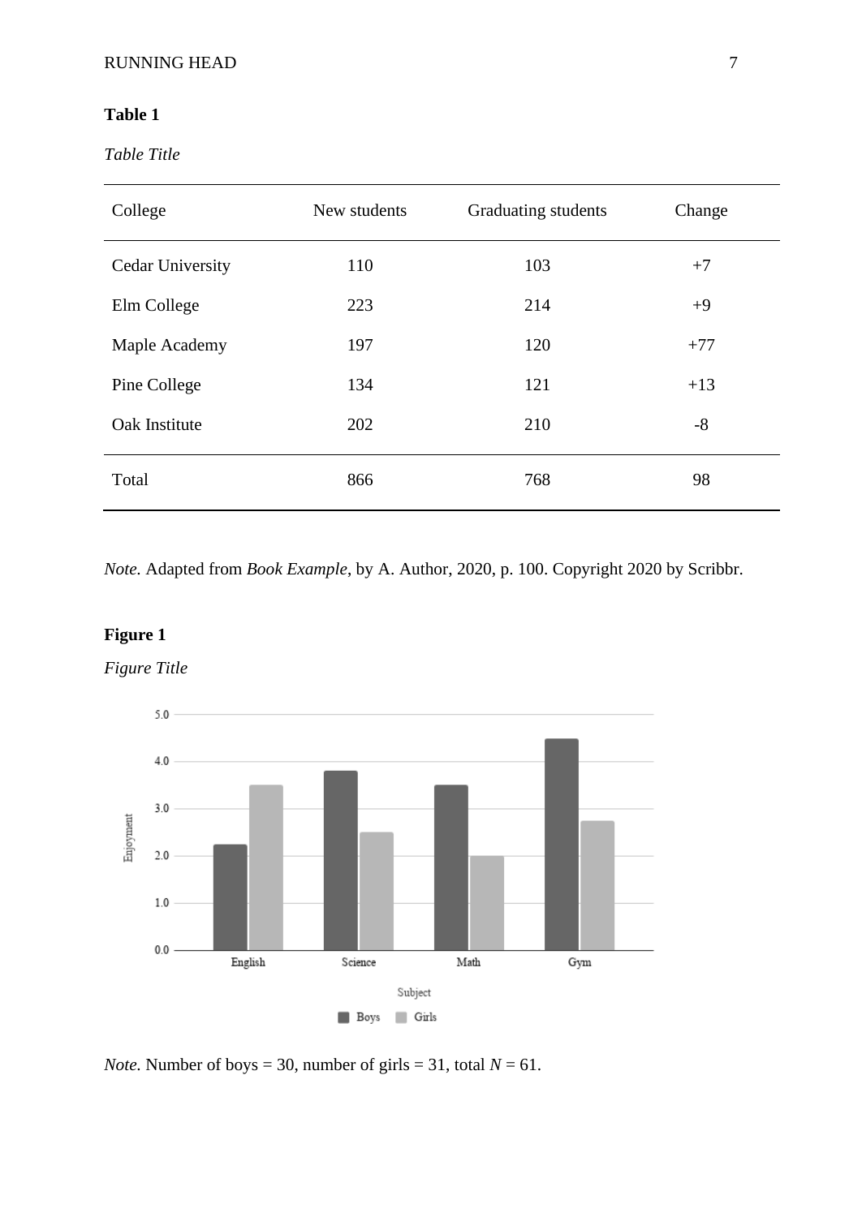**Table 1**

*Table Title*

| College | New students | Graduating students | Change |
|---|---|---|---|
| Cedar University | 110 | 103 | +7 |
| Elm College | 223 | 214 | +9 |
| Maple Academy | 197 | 120 | +77 |
| Pine College | 134 | 121 | +13 |
| Oak Institute | 202 | 210 | -8 |
| Total | 866 | 768 | 98 |

*Note.* Adapted from *Book Example*, by A. Author, 2020, p. 100. Copyright 2020 by Scribbr.

**Figure 1**

*Figure Title*

5.0
4.0
3.0
2.0
1.0
0.0
Enjoyment
English
Science
Math
Gym
Subject
Boys
Girls

*Note.* Number of boys = 30, number of girls = 31, total $N = 61$.